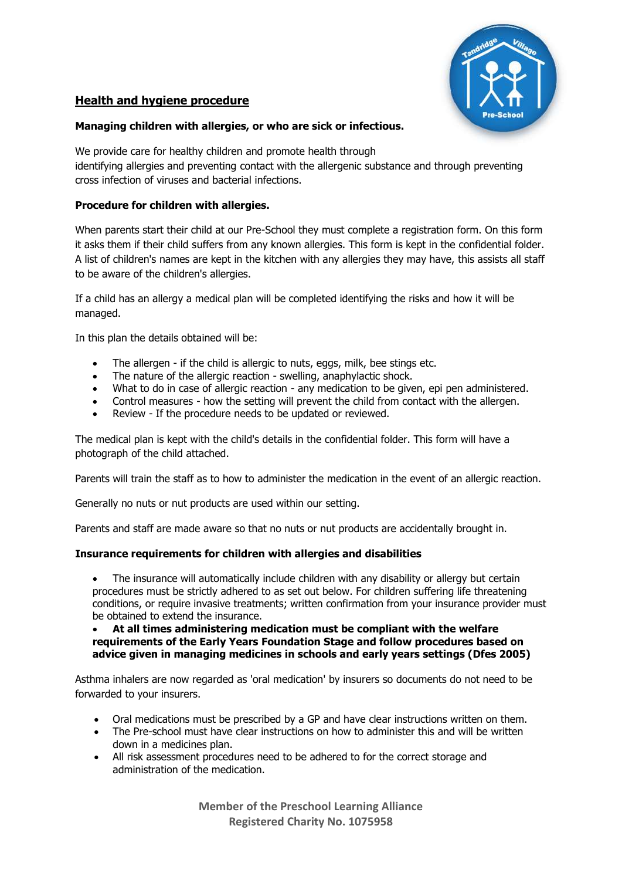## Health and hygiene procedure

**Managing children with allergies, or who are sick or infectious.**

We provide care for healthy children and promote health through identifying allergies and preventing contact with the allergenic substance and through preventing cross infection of viruses and bacterial infections.

**Procedure for children with allergies.**

When parents start their child at our Pre-School they must complete a registration form. On this form it asks them if their child suffers from any known allergies. This form is kept in the confidential folder. A list of children's names are kept in the kitchen with any allergies they may have, this assists all staff to be aware of the children's allergies.

If a child has an allergy a medical plan will be completed identifying the risks and how it will be managed.

In this plan the details obtained will be:

- The allergen - if the child is allergic to nuts, eggs, milk, bee stings etc.
- The nature of the allergic reaction - swelling, anaphylactic shock.
- What to do in case of allergic reaction - any medication to be given, epi pen administered.
- Control measures - how the setting will prevent the child from contact with the allergen.
- Review - If the procedure needs to be updated or reviewed.

The medical plan is kept with the child's details in the confidential folder. This form will have a photograph of the child attached.

Parents will train the staff as to how to administer the medication in the event of an allergic reaction.

Generally no nuts or nut products are used within our setting.

Parents and staff are made aware so that no nuts or nut products are accidentally brought in.

**Insurance requirements for children with allergies and disabilities**

- The insurance will automatically include children with any disability or allergy but certain procedures must be strictly adhered to as set out below. For children suffering life threatening conditions, or require invasive treatments; written confirmation from your insurance provider must be obtained to extend the insurance.
- **At all times administering medication must be compliant with the welfare requirements of the Early Years Foundation Stage and follow procedures based on advice given in managing medicines in schools and early years settings (Dfes 2005)**

Asthma inhalers are now regarded as 'oral medication' by insurers so documents do not need to be forwarded to your insurers.

- Oral medications must be prescribed by a GP and have clear instructions written on them.
- The Pre-school must have clear instructions on how to administer this and will be written down in a medicines plan.
- All risk assessment procedures need to be adhered to for the correct storage and administration of the medication.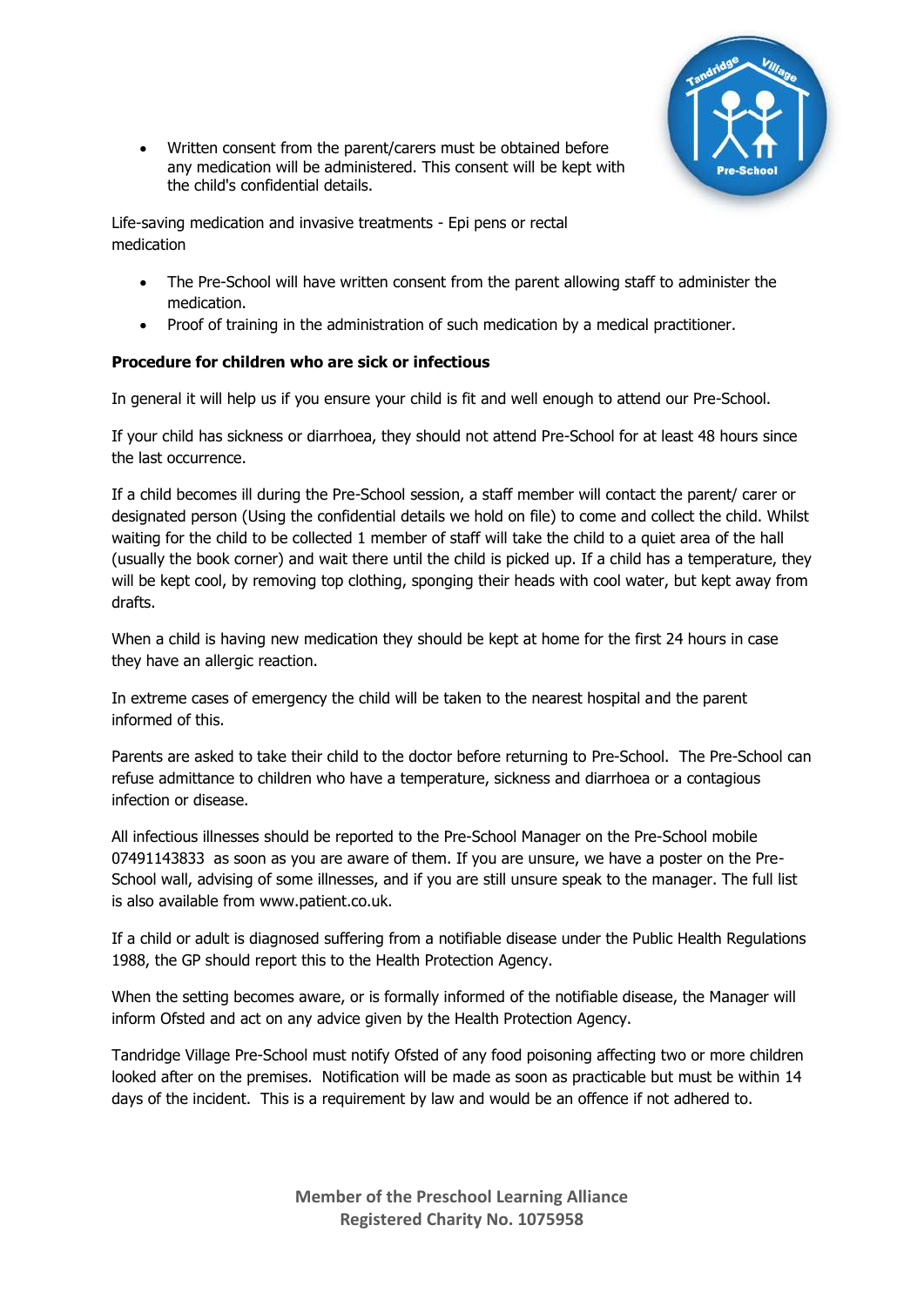- Written consent from the parent/carers must be obtained before any medication will be administered. This consent will be kept with the child's confidential details.

Life-saving medication and invasive treatments - Epi pens or rectal medication

- The Pre-School will have written consent from the parent allowing staff to administer the medication.
- Proof of training in the administration of such medication by a medical practitioner.

**Procedure for children who are sick or infectious**

In general it will help us if you ensure your child is fit and well enough to attend our Pre-School.

If your child has sickness or diarrhoea, they should not attend Pre-School for at least 48 hours since the last occurrence.

If a child becomes ill during the Pre-School session, a staff member will contact the parent/ carer or designated person (Using the confidential details we hold on file) to come and collect the child. Whilst waiting for the child to be collected 1 member of staff will take the child to a quiet area of the hall (usually the book corner) and wait there until the child is picked up. If a child has a temperature, they will be kept cool, by removing top clothing, sponging their heads with cool water, but kept away from drafts.

When a child is having new medication they should be kept at home for the first 24 hours in case they have an allergic reaction.

In extreme cases of emergency the child will be taken to the nearest hospital and the parent informed of this.

Parents are asked to take their child to the doctor before returning to Pre-School. The Pre-School can refuse admittance to children who have a temperature, sickness and diarrhoea or a contagious infection or disease.

All infectious illnesses should be reported to the Pre-School Manager on the Pre-School mobile 07491143833 as soon as you are aware of them. If you are unsure, we have a poster on the Pre-School wall, advising of some illnesses, and if you are still unsure speak to the manager. The full list is also available from www.patient.co.uk.

If a child or adult is diagnosed suffering from a notifiable disease under the Public Health Regulations 1988, the GP should report this to the Health Protection Agency.

When the setting becomes aware, or is formally informed of the notifiable disease, the Manager will inform Ofsted and act on any advice given by the Health Protection Agency.

Tandridge Village Pre-School must notify Ofsted of any food poisoning affecting two or more children looked after on the premises. Notification will be made as soon as practicable but must be within 14 days of the incident. This is a requirement by law and would be an offence if not adhered to.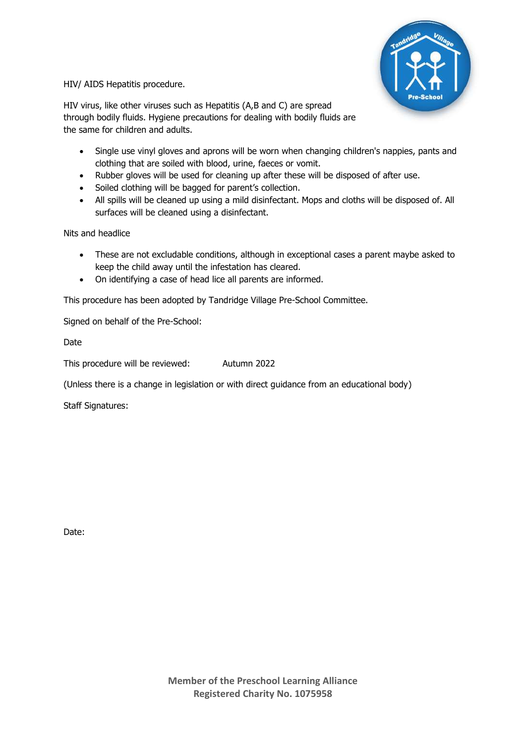HIV/ AIDS Hepatitis procedure.

HIV virus, like other viruses such as Hepatitis (A,B and C) are spread through bodily fluids. Hygiene precautions for dealing with bodily fluids are the same for children and adults.

- Single use vinyl gloves and aprons will be worn when changing children's nappies, pants and clothing that are soiled with blood, urine, faeces or vomit.
- Rubber gloves will be used for cleaning up after these will be disposed of after use.
- Soiled clothing will be bagged for parent's collection.
- All spills will be cleaned up using a mild disinfectant. Mops and cloths will be disposed of. All surfaces will be cleaned using a disinfectant.

Nits and headlice

- These are not excludable conditions, although in exceptional cases a parent maybe asked to keep the child away until the infestation has cleared.
- On identifying a case of head lice all parents are informed.

This procedure has been adopted by Tandridge Village Pre-School Committee.

Signed on behalf of the Pre-School:

Date

This procedure will be reviewed: Autumn 2022

(Unless there is a change in legislation or with direct guidance from an educational body)

Staff Signatures:

Date:

**Member of the Preschool Learning Alliance**
**Registered Charity No. 1075958**